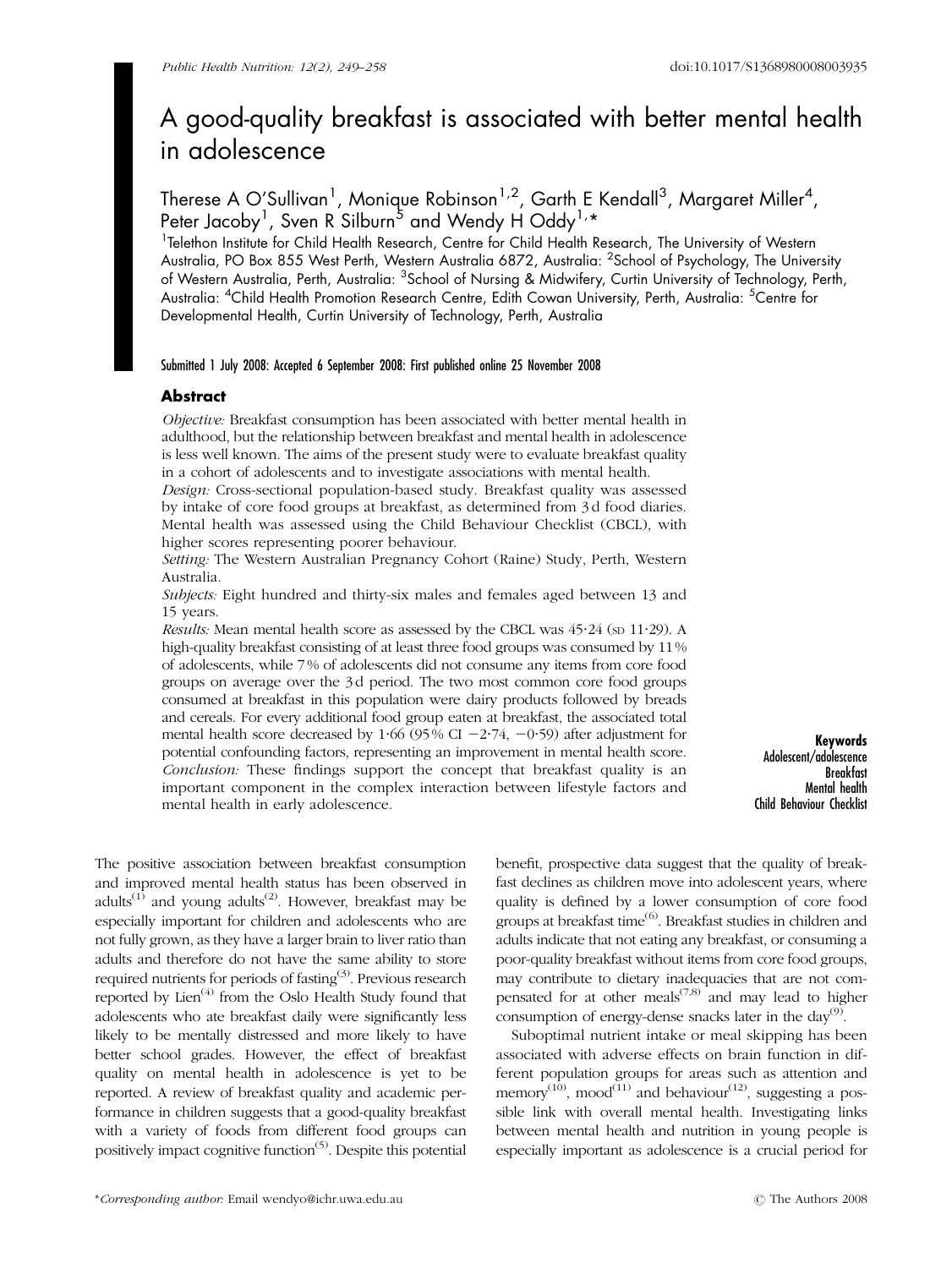# A good-quality breakfast is associated with better mental health in adolescence

Therese A O'Sullivan[1], Monique Robinson[1,2], Garth E Kendall[3], Margaret Miller[4], Peter Jacoby[1], Sven R Silburn[5] and Wendy H Oddy[1,*]

[1]Telethon Institute for Child Health Research, Centre for Child Health Research, The University of Western Australia, PO Box 855 West Perth, Western Australia 6872, Australia: [2]School of Psychology, The University of Western Australia, Perth, Australia: [3]School of Nursing & Midwifery, Curtin University of Technology, Perth, Australia: [4]Child Health Promotion Research Centre, Edith Cowan University, Perth, Australia: [5]Centre for Developmental Health, Curtin University of Technology, Perth, Australia

**Submitted 1 July 2008: Accepted 6 September 2008: First published online 25 November 2008**

## Abstract

*Objective:* Breakfast consumption has been associated with better mental health in adulthood, but the relationship between breakfast and mental health in adolescence is less well known. The aims of the present study were to evaluate breakfast quality in a cohort of adolescents and to investigate associations with mental health.

*Design:* Cross-sectional population-based study. Breakfast quality was assessed by intake of core food groups at breakfast, as determined from 3 d food diaries. Mental health was assessed using the Child Behaviour Checklist (CBCL), with higher scores representing poorer behaviour.

*Setting:* The Western Australian Pregnancy Cohort (Raine) Study, Perth, Western Australia.

*Subjects:* Eight hundred and thirty-six males and females aged between 13 and 15 years.

*Results:* Mean mental health score as assessed by the CBCL was 45·24 (SD 11·29). A high-quality breakfast consisting of at least three food groups was consumed by 11 % of adolescents, while 7 % of adolescents did not consume any items from core food groups on average over the 3 d period. The two most common core food groups consumed at breakfast in this population were dairy products followed by breads and cereals. For every additional food group eaten at breakfast, the associated total mental health score decreased by 1·66 (95 % CI −2·74, −0·59) after adjustment for potential confounding factors, representing an improvement in mental health score.

*Conclusion:* These findings support the concept that breakfast quality is an important component in the complex interaction between lifestyle factors and mental health in early adolescence.

**Keywords**
Adolescent/adolescence
Breakfast
Mental health
Child Behaviour Checklist

The positive association between breakfast consumption and improved mental health status has been observed in adults[1] and young adults[2]. However, breakfast may be especially important for children and adolescents who are not fully grown, as they have a larger brain to liver ratio than adults and therefore do not have the same ability to store required nutrients for periods of fasting[3]. Previous research reported by Lien[4] from the Oslo Health Study found that adolescents who ate breakfast daily were significantly less likely to be mentally distressed and more likely to have better school grades. However, the effect of breakfast quality on mental health in adolescence is yet to be reported. A review of breakfast quality and academic performance in children suggests that a good-quality breakfast with a variety of foods from different food groups can positively impact cognitive function[5]. Despite this potential benefit, prospective data suggest that the quality of breakfast declines as children move into adolescent years, where quality is defined by a lower consumption of core food groups at breakfast time[6]. Breakfast studies in children and adults indicate that not eating any breakfast, or consuming a poor-quality breakfast without items from core food groups, may contribute to dietary inadequacies that are not compensated for at other meals[7,8] and may lead to higher consumption of energy-dense snacks later in the day[9].

Suboptimal nutrient intake or meal skipping has been associated with adverse effects on brain function in different population groups for areas such as attention and memory[10], mood[11] and behaviour[12], suggesting a possible link with overall mental health. Investigating links between mental health and nutrition in young people is especially important as adolescence is a crucial period for

*Corresponding author: Email wendyo@ichr.uwa.edu.au

© The Authors 2008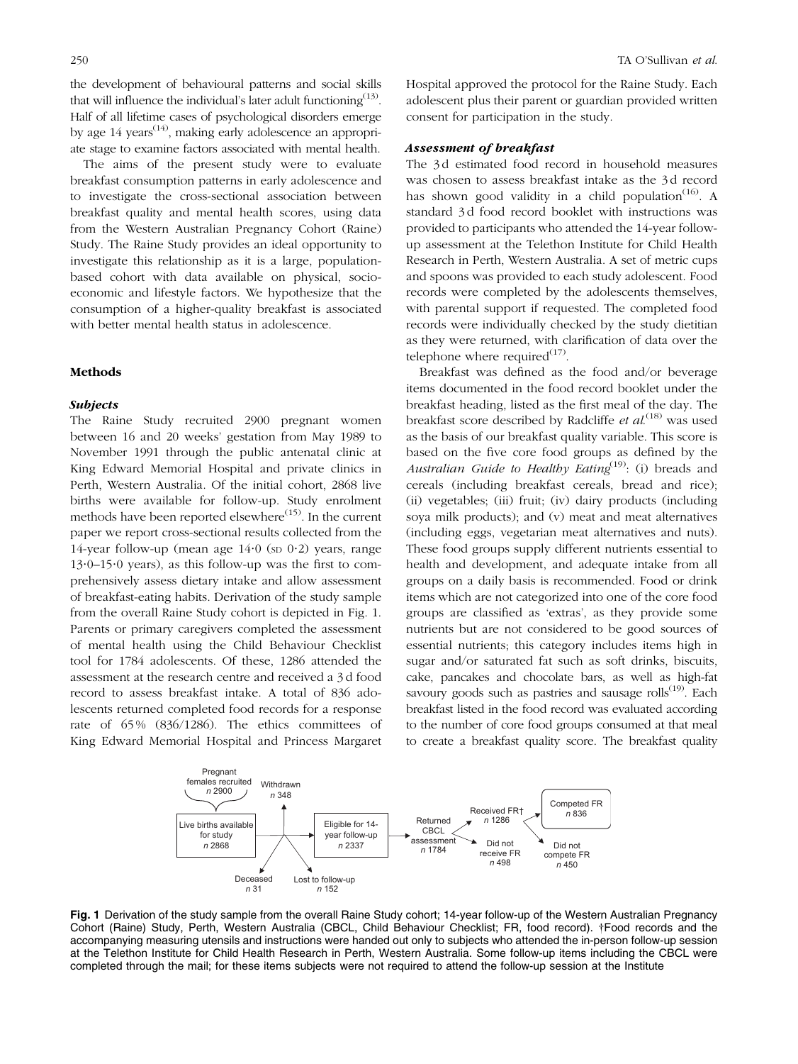the development of behavioural patterns and social skills that will influence the individual's later adult functioning[13]. Half of all lifetime cases of psychological disorders emerge by age 14 years[14], making early adolescence an appropriate stage to examine factors associated with mental health.

The aims of the present study were to evaluate breakfast consumption patterns in early adolescence and to investigate the cross-sectional association between breakfast quality and mental health scores, using data from the Western Australian Pregnancy Cohort (Raine) Study. The Raine Study provides an ideal opportunity to investigate this relationship as it is a large, population-based cohort with data available on physical, socio-economic and lifestyle factors. We hypothesize that the consumption of a higher-quality breakfast is associated with better mental health status in adolescence.

## Methods

### Subjects

The Raine Study recruited 2900 pregnant women between 16 and 20 weeks' gestation from May 1989 to November 1991 through the public antenatal clinic at King Edward Memorial Hospital and private clinics in Perth, Western Australia. Of the initial cohort, 2868 live births were available for follow-up. Study enrolment methods have been reported elsewhere[15]. In the current paper we report cross-sectional results collected from the 14-year follow-up (mean age 14·0 (SD 0·2) years, range 13·0–15·0 years), as this follow-up was the first to comprehensively assess dietary intake and allow assessment of breakfast-eating habits. Derivation of the study sample from the overall Raine Study cohort is depicted in Fig. 1. Parents or primary caregivers completed the assessment of mental health using the Child Behaviour Checklist tool for 1784 adolescents. Of these, 1286 attended the assessment at the research centre and received a 3 d food record to assess breakfast intake. A total of 836 adolescents returned completed food records for a response rate of 65 % (836/1286). The ethics committees of King Edward Memorial Hospital and Princess Margaret Hospital approved the protocol for the Raine Study. Each adolescent plus their parent or guardian provided written consent for participation in the study.

### Assessment of breakfast

The 3 d estimated food record in household measures was chosen to assess breakfast intake as the 3 d record has shown good validity in a child population[16]. A standard 3 d food record booklet with instructions was provided to participants who attended the 14-year follow-up assessment at the Telethon Institute for Child Health Research in Perth, Western Australia. A set of metric cups and spoons was provided to each study adolescent. Food records were completed by the adolescents themselves, with parental support if requested. The completed food records were individually checked by the study dietitian as they were returned, with clarification of data over the telephone where required[17].

Breakfast was defined as the food and/or beverage items documented in the food record booklet under the breakfast heading, listed as the first meal of the day. The breakfast score described by Radcliffe *et al.*[18] was used as the basis of our breakfast quality variable. This score is based on the five core food groups as defined by the *Australian Guide to Healthy Eating*[19]: (i) breads and cereals (including breakfast cereals, bread and rice); (ii) vegetables; (iii) fruit; (iv) dairy products (including soya milk products); and (v) meat and meat alternatives (including eggs, vegetarian meat alternatives and nuts). These food groups supply different nutrients essential to health and development, and adequate intake from all groups on a daily basis is recommended. Food or drink items which are not categorized into one of the core food groups are classified as 'extras', as they provide some nutrients but are not considered to be good sources of essential nutrients; this category includes items high in sugar and/or saturated fat such as soft drinks, biscuits, cake, pancakes and chocolate bars, as well as high-fat savoury goods such as pastries and sausage rolls[19]. Each breakfast listed in the food record was evaluated according to the number of core food groups consumed at that meal to create a breakfast quality score. The breakfast quality

Pregnant females recruited n 2900 → Live births available for study n 2868 → Withdrawn n 348; Deceased n 31; Lost to follow-up n 152 → Eligible for 14-year follow-up n 2337 → Returned CBCL assessment n 1784 → Received FR† n 1286 / Did not receive FR n 498; Received FR† n 1286 → Competed FR n 836 / Did not compete FR n 450

**Fig. 1** Derivation of the study sample from the overall Raine Study cohort; 14-year follow-up of the Western Australian Pregnancy Cohort (Raine) Study, Perth, Western Australia (CBCL, Child Behaviour Checklist; FR, food record). †Food records and the accompanying measuring utensils and instructions were handed out only to subjects who attended the in-person follow-up session at the Telethon Institute for Child Health Research in Perth, Western Australia. Some follow-up items including the CBCL were completed through the mail; for these items subjects were not required to attend the follow-up session at the Institute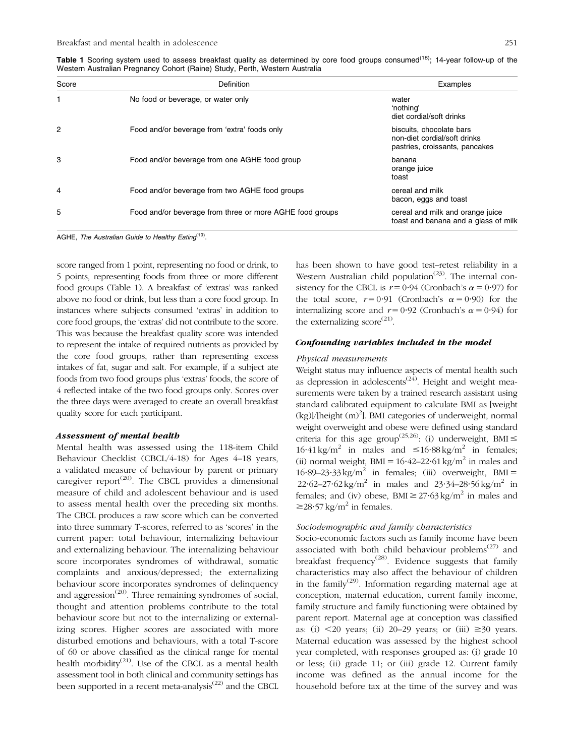**Table 1** Scoring system used to assess breakfast quality as determined by core food groups consumed[18]; 14-year follow-up of the Western Australian Pregnancy Cohort (Raine) Study, Perth, Western Australia

| Score | Definition | Examples |
|---|---|---|
| 1 | No food or beverage, or water only | water<br>'nothing'<br>diet cordial/soft drinks |
| 2 | Food and/or beverage from 'extra' foods only | biscuits, chocolate bars<br>non-diet cordial/soft drinks<br>pastries, croissants, pancakes |
| 3 | Food and/or beverage from one AGHE food group | banana<br>orange juice<br>toast |
| 4 | Food and/or beverage from two AGHE food groups | cereal and milk<br>bacon, eggs and toast |
| 5 | Food and/or beverage from three or more AGHE food groups | cereal and milk and orange juice<br>toast and banana and a glass of milk |

AGHE, *The Australian Guide to Healthy Eating*[19].

score ranged from 1 point, representing no food or drink, to 5 points, representing foods from three or more different food groups (Table 1). A breakfast of 'extras' was ranked above no food or drink, but less than a core food group. In instances where subjects consumed 'extras' in addition to core food groups, the 'extras' did not contribute to the score. This was because the breakfast quality score was intended to represent the intake of required nutrients as provided by the core food groups, rather than representing excess intakes of fat, sugar and salt. For example, if a subject ate foods from two food groups plus 'extras' foods, the score of 4 reflected intake of the two food groups only. Scores over the three days were averaged to create an overall breakfast quality score for each participant.

### *Assessment of mental health*

Mental health was assessed using the 118-item Child Behaviour Checklist (CBCL/4-18) for Ages 4–18 years, a validated measure of behaviour by parent or primary caregiver report[20]. The CBCL provides a dimensional measure of child and adolescent behaviour and is used to assess mental health over the preceding six months. The CBCL produces a raw score which can be converted into three summary T-scores, referred to as 'scores' in the current paper: total behaviour, internalizing behaviour and externalizing behaviour. The internalizing behaviour score incorporates syndromes of withdrawal, somatic complaints and anxious/depressed; the externalizing behaviour score incorporates syndromes of delinquency and aggression[20]. Three remaining syndromes of social, thought and attention problems contribute to the total behaviour score but not to the internalizing or externalizing scores. Higher scores are associated with more disturbed emotions and behaviours, with a total T-score of 60 or above classified as the clinical range for mental health morbidity[21]. Use of the CBCL as a mental health assessment tool in both clinical and community settings has been supported in a recent meta-analysis[22] and the CBCL has been shown to have good test–retest reliability in a Western Australian child population[23]. The internal consistency for the CBCL is $r = 0{\cdot}94$ (Cronbach's $\alpha = 0{\cdot}97$) for the total score, $r = 0{\cdot}91$ (Cronbach's $\alpha = 0{\cdot}90$) for the internalizing score and $r = 0{\cdot}92$ (Cronbach's $\alpha = 0{\cdot}94$) for the externalizing score[21].

### *Confounding variables included in the model*

#### *Physical measurements*

Weight status may influence aspects of mental health such as depression in adolescents[24]. Height and weight measurements were taken by a trained research assistant using standard calibrated equipment to calculate BMI as [weight (kg)]/[height (m)$^2$]. BMI categories of underweight, normal weight overweight and obese were defined using standard criteria for this age group[25,26]: (i) underweight, BMI $\leq 16{\cdot}41$ kg/m$^2$ in males and $\leq 16{\cdot}88$ kg/m$^2$ in females; (ii) normal weight, BMI = 16·42–22·61 kg/m$^2$ in males and 16·89–23·33 kg/m$^2$ in females; (iii) overweight, BMI = 22·62–27·62 kg/m$^2$ in males and 23·34–28·56 kg/m$^2$ in females; and (iv) obese, BMI $\geq 27{\cdot}63$ kg/m$^2$ in males and $\geq 28{\cdot}57$ kg/m$^2$ in females.

#### *Sociodemographic and family characteristics*

Socio-economic factors such as family income have been associated with both child behaviour problems[27] and breakfast frequency[28]. Evidence suggests that family characteristics may also affect the behaviour of children in the family[29]. Information regarding maternal age at conception, maternal education, current family income, family structure and family functioning were obtained by parent report. Maternal age at conception was classified as: (i) <20 years; (ii) 20–29 years; or (iii) $\geq$30 years. Maternal education was assessed by the highest school year completed, with responses grouped as: (i) grade 10 or less; (ii) grade 11; or (iii) grade 12. Current family income was defined as the annual income for the household before tax at the time of the survey and was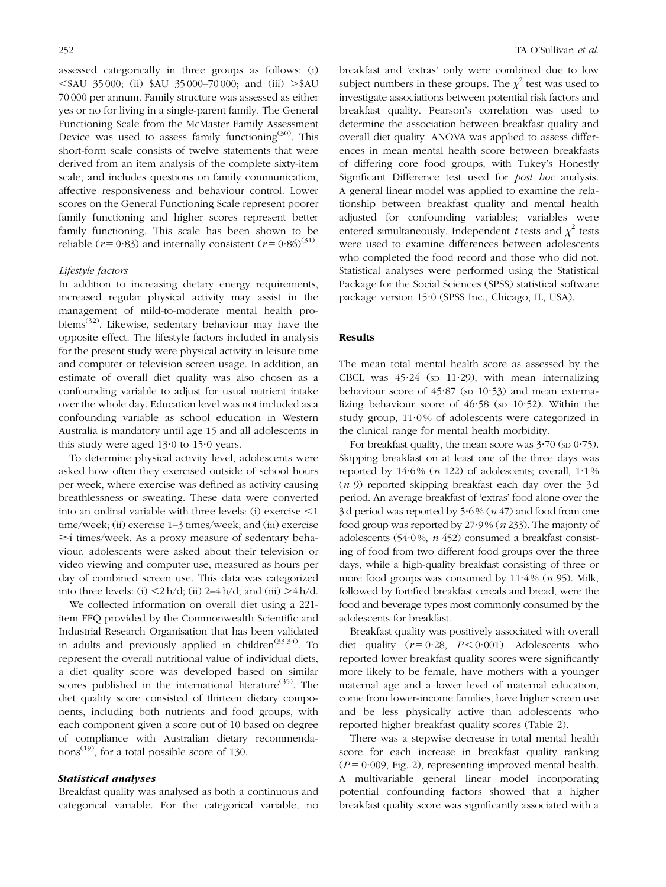assessed categorically in three groups as follows: (i) <\$AU 35 000; (ii) \$AU 35 000–70 000; and (iii) >\$AU 70 000 per annum. Family structure was assessed as either yes or no for living in a single-parent family. The General Functioning Scale from the McMaster Family Assessment Device was used to assess family functioning[30]. This short-form scale consists of twelve statements that were derived from an item analysis of the complete sixty-item scale, and includes questions on family communication, affective responsiveness and behaviour control. Lower scores on the General Functioning Scale represent poorer family functioning and higher scores represent better family functioning. This scale has been shown to be reliable ($r = 0·83$) and internally consistent ($r = 0·86$)[31].

*Lifestyle factors*

In addition to increasing dietary energy requirements, increased regular physical activity may assist in the management of mild-to-moderate mental health problems[32]. Likewise, sedentary behaviour may have the opposite effect. The lifestyle factors included in analysis for the present study were physical activity in leisure time and computer or television screen usage. In addition, an estimate of overall diet quality was also chosen as a confounding variable to adjust for usual nutrient intake over the whole day. Education level was not included as a confounding variable as school education in Western Australia is mandatory until age 15 and all adolescents in this study were aged 13·0 to 15·0 years.

To determine physical activity level, adolescents were asked how often they exercised outside of school hours per week, where exercise was defined as activity causing breathlessness or sweating. These data were converted into an ordinal variable with three levels: (i) exercise <1 time/week; (ii) exercise 1–3 times/week; and (iii) exercise ≥4 times/week. As a proxy measure of sedentary behaviour, adolescents were asked about their television or video viewing and computer use, measured as hours per day of combined screen use. This data was categorized into three levels: (i) <2 h/d; (ii) 2–4 h/d; and (iii) >4 h/d.

We collected information on overall diet using a 221-item FFQ provided by the Commonwealth Scientific and Industrial Research Organisation that has been validated in adults and previously applied in children[33,34]. To represent the overall nutritional value of individual diets, a diet quality score was developed based on similar scores published in the international literature[35]. The diet quality score consisted of thirteen dietary components, including both nutrients and food groups, with each component given a score out of 10 based on degree of compliance with Australian dietary recommendations[19], for a total possible score of 130.

### *Statistical analyses*

Breakfast quality was analysed as both a continuous and categorical variable. For the categorical variable, no breakfast and 'extras' only were combined due to low subject numbers in these groups. The $\chi^2$ test was used to investigate associations between potential risk factors and breakfast quality. Pearson's correlation was used to determine the association between breakfast quality and overall diet quality. ANOVA was applied to assess differences in mean mental health score between breakfasts of differing core food groups, with Tukey's Honestly Significant Difference test used for *post hoc* analysis. A general linear model was applied to examine the relationship between breakfast quality and mental health adjusted for confounding variables; variables were entered simultaneously. Independent $t$ tests and $\chi^2$ tests were used to examine differences between adolescents who completed the food record and those who did not. Statistical analyses were performed using the Statistical Package for the Social Sciences (SPSS) statistical software package version 15·0 (SPSS Inc., Chicago, IL, USA).

## Results

The mean total mental health score as assessed by the CBCL was 45·24 (SD 11·29), with mean internalizing behaviour score of 45·87 (SD 10·53) and mean externalizing behaviour score of 46·58 (SD 10·52). Within the study group, 11·0 % of adolescents were categorized in the clinical range for mental health morbidity.

For breakfast quality, the mean score was 3·70 (SD 0·75). Skipping breakfast on at least one of the three days was reported by 14·6 % ($n$ 122) of adolescents; overall, 1·1 % ($n$ 9) reported skipping breakfast each day over the 3 d period. An average breakfast of 'extras' food alone over the 3 d period was reported by 5·6 % ($n$ 47) and food from one food group was reported by 27·9 % ($n$ 233). The majority of adolescents (54·0 %, $n$ 452) consumed a breakfast consisting of food from two different food groups over the three days, while a high-quality breakfast consisting of three or more food groups was consumed by 11·4 % ($n$ 95). Milk, followed by fortified breakfast cereals and bread, were the food and beverage types most commonly consumed by the adolescents for breakfast.

Breakfast quality was positively associated with overall diet quality ($r = 0·28$, $P < 0·001$). Adolescents who reported lower breakfast quality scores were significantly more likely to be female, have mothers with a younger maternal age and a lower level of maternal education, come from lower-income families, have higher screen use and be less physically active than adolescents who reported higher breakfast quality scores (Table 2).

There was a stepwise decrease in total mental health score for each increase in breakfast quality ranking ($P = 0·009$, Fig. 2), representing improved mental health. A multivariable general linear model incorporating potential confounding factors showed that a higher breakfast quality score was significantly associated with a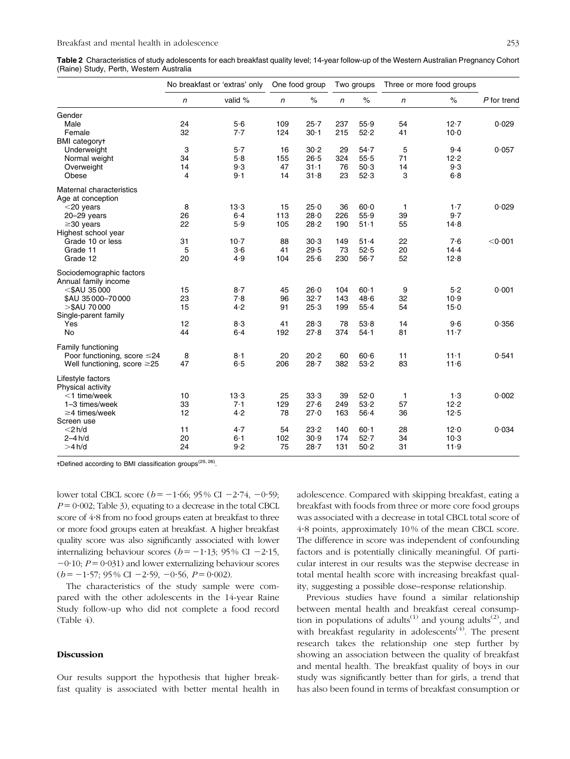**Table 2** Characteristics of study adolescents for each breakfast quality level; 14-year follow-up of the Western Australian Pregnancy Cohort (Raine) Study, Perth, Western Australia

| | No breakfast or 'extras' only | | One food group | | Two groups | | Three or more food groups | | |
|---|---|---|---|---|---|---|---|---|---|
| | *n* | valid % | *n* | % | *n* | % | *n* | % | *P* for trend |
| Gender | | | | | | | | | |
| Male | 24 | 5·6 | 109 | 25·7 | 237 | 55·9 | 54 | 12·7 | 0·029 |
| Female | 32 | 7·7 | 124 | 30·1 | 215 | 52·2 | 41 | 10·0 | |
| BMI category† | | | | | | | | | |
| Underweight | 3 | 5·7 | 16 | 30·2 | 29 | 54·7 | 5 | 9·4 | 0·057 |
| Normal weight | 34 | 5·8 | 155 | 26·5 | 324 | 55·5 | 71 | 12·2 | |
| Overweight | 14 | 9·3 | 47 | 31·1 | 76 | 50·3 | 14 | 9·3 | |
| Obese | 4 | 9·1 | 14 | 31·8 | 23 | 52·3 | 3 | 6·8 | |
| Maternal characteristics | | | | | | | | | |
| Age at conception | | | | | | | | | |
| <20 years | 8 | 13·3 | 15 | 25·0 | 36 | 60·0 | 1 | 1·7 | 0·029 |
| 20–29 years | 26 | 6·4 | 113 | 28·0 | 226 | 55·9 | 39 | 9·7 | |
| ≥30 years | 22 | 5·9 | 105 | 28·2 | 190 | 51·1 | 55 | 14·8 | |
| Highest school year | | | | | | | | | |
| Grade 10 or less | 31 | 10·7 | 88 | 30·3 | 149 | 51·4 | 22 | 7·6 | <0·001 |
| Grade 11 | 5 | 3·6 | 41 | 29·5 | 73 | 52·5 | 20 | 14·4 | |
| Grade 12 | 20 | 4·9 | 104 | 25·6 | 230 | 56·7 | 52 | 12·8 | |
| Sociodemographic factors | | | | | | | | | |
| Annual family income | | | | | | | | | |
| <$AU 35 000 | 15 | 8·7 | 45 | 26·0 | 104 | 60·1 | 9 | 5·2 | 0·001 |
| $AU 35 000–70 000 | 23 | 7·8 | 96 | 32·7 | 143 | 48·6 | 32 | 10·9 | |
| >$AU 70 000 | 15 | 4·2 | 91 | 25·3 | 199 | 55·4 | 54 | 15·0 | |
| Single-parent family | | | | | | | | | |
| Yes | 12 | 8·3 | 41 | 28·3 | 78 | 53·8 | 14 | 9·6 | 0·356 |
| No | 44 | 6·4 | 192 | 27·8 | 374 | 54·1 | 81 | 11·7 | |
| Family functioning | | | | | | | | | |
| Poor functioning, score ≤24 | 8 | 8·1 | 20 | 20·2 | 60 | 60·6 | 11 | 11·1 | 0·541 |
| Well functioning, score ≥25 | 47 | 6·5 | 206 | 28·7 | 382 | 53·2 | 83 | 11·6 | |
| Lifestyle factors | | | | | | | | | |
| Physical activity | | | | | | | | | |
| <1 time/week | 10 | 13·3 | 25 | 33·3 | 39 | 52·0 | 1 | 1·3 | 0·002 |
| 1–3 times/week | 33 | 7·1 | 129 | 27·6 | 249 | 53·2 | 57 | 12·2 | |
| ≥4 times/week | 12 | 4·2 | 78 | 27·0 | 163 | 56·4 | 36 | 12·5 | |
| Screen use | | | | | | | | | |
| <2 h/d | 11 | 4·7 | 54 | 23·2 | 140 | 60·1 | 28 | 12·0 | 0·034 |
| 2–4 h/d | 20 | 6·1 | 102 | 30·9 | 174 | 52·7 | 34 | 10·3 | |
| >4 h/d | 24 | 9·2 | 75 | 28·7 | 131 | 50·2 | 31 | 11·9 | |

†Defined according to BMI classification groups[25, 26].

lower total CBCL score ($b = -1·66$; 95% CI $-2·74$, $-0·59$; $P = 0·002$; Table 3), equating to a decrease in the total CBCL score of 4·8 from no food groups eaten at breakfast to three or more food groups eaten at breakfast. A higher breakfast quality score was also significantly associated with lower internalizing behaviour scores ($b = -1·13$; 95% CI $-2·15$, $-0·10$; $P = 0·031$) and lower externalizing behaviour scores ($b = -1·57$; 95% CI $-2·59$, $-0·56$, $P = 0·002$).

The characteristics of the study sample were compared with the other adolescents in the 14-year Raine Study follow-up who did not complete a food record (Table 4).

## Discussion

Our results support the hypothesis that higher breakfast quality is associated with better mental health in adolescence. Compared with skipping breakfast, eating a breakfast with foods from three or more core food groups was associated with a decrease in total CBCL total score of 4·8 points, approximately 10% of the mean CBCL score. The difference in score was independent of confounding factors and is potentially clinically meaningful. Of particular interest in our results was the stepwise decrease in total mental health score with increasing breakfast quality, suggesting a possible dose–response relationship.

Previous studies have found a similar relationship between mental health and breakfast cereal consumption in populations of adults[1] and young adults[2], and with breakfast regularity in adolescents[4]. The present research takes the relationship one step further by showing an association between the quality of breakfast and mental health. The breakfast quality of boys in our study was significantly better than for girls, a trend that has also been found in terms of breakfast consumption or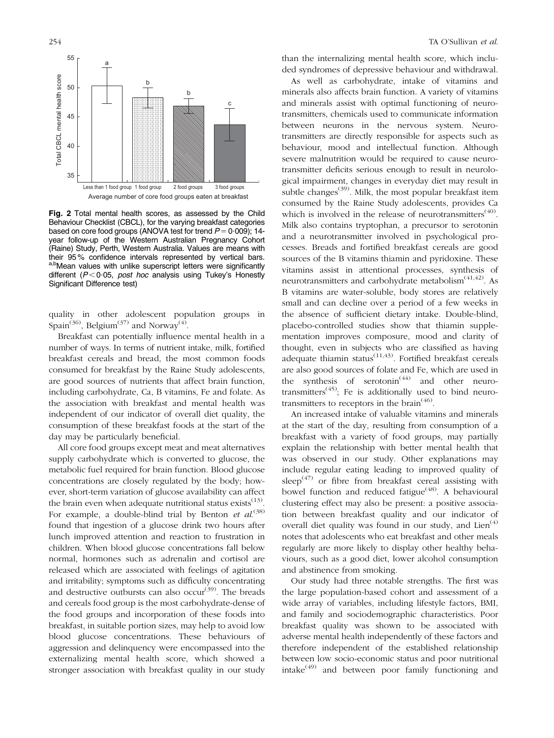**Fig. 2** Total mental health scores, as assessed by the Child Behaviour Checklist (CBCL), for the varying breakfast categories based on core food groups (ANOVA test for trend $P = 0.009$); 14-year follow-up of the Western Australian Pregnancy Cohort (Raine) Study, Perth, Western Australia. Values are means with their 95 % confidence intervals represented by vertical bars. [a,b]Mean values with unlike superscript letters were significantly different ($P < 0.05$, *post hoc* analysis using Tukey's Honestly Significant Difference test)

quality in other adolescent population groups in Spain[36], Belgium[37] and Norway[4].

Breakfast can potentially influence mental health in a number of ways. In terms of nutrient intake, milk, fortified breakfast cereals and bread, the most common foods consumed for breakfast by the Raine Study adolescents, are good sources of nutrients that affect brain function, including carbohydrate, Ca, B vitamins, Fe and folate. As the association with breakfast and mental health was independent of our indicator of overall diet quality, the consumption of these breakfast foods at the start of the day may be particularly beneficial.

All core food groups except meat and meat alternatives supply carbohydrate which is converted to glucose, the metabolic fuel required for brain function. Blood glucose concentrations are closely regulated by the body; however, short-term variation of glucose availability can affect the brain even when adequate nutritional status exists[13]. For example, a double-blind trial by Benton *et al.*[38] found that ingestion of a glucose drink two hours after lunch improved attention and reaction to frustration in children. When blood glucose concentrations fall below normal, hormones such as adrenalin and cortisol are released which are associated with feelings of agitation and irritability; symptoms such as difficulty concentrating and destructive outbursts can also occur[39]. The breads and cereals food group is the most carbohydrate-dense of the food groups and incorporation of these foods into breakfast, in suitable portion sizes, may help to avoid low blood glucose concentrations. These behaviours of aggression and delinquency were encompassed into the externalizing mental health score, which showed a stronger association with breakfast quality in our study than the internalizing mental health score, which included syndromes of depressive behaviour and withdrawal.

As well as carbohydrate, intake of vitamins and minerals also affects brain function. A variety of vitamins and minerals assist with optimal functioning of neurotransmitters, chemicals used to communicate information between neurons in the nervous system. Neurotransmitters are directly responsible for aspects such as behaviour, mood and intellectual function. Although severe malnutrition would be required to cause neurotransmitter deficits serious enough to result in neurological impairment, changes in everyday diet may result in subtle changes[39]. Milk, the most popular breakfast item consumed by the Raine Study adolescents, provides Ca which is involved in the release of neurotransmitters[40]. Milk also contains tryptophan, a precursor to serotonin and a neurotransmitter involved in psychological processes. Breads and fortified breakfast cereals are good sources of the B vitamins thiamin and pyridoxine. These vitamins assist in attentional processes, synthesis of neurotransmitters and carbohydrate metabolism[41,42]. As B vitamins are water-soluble, body stores are relatively small and can decline over a period of a few weeks in the absence of sufficient dietary intake. Double-blind, placebo-controlled studies show that thiamin supplementation improves composure, mood and clarity of thought, even in subjects who are classified as having adequate thiamin status[11,43]. Fortified breakfast cereals are also good sources of folate and Fe, which are used in the synthesis of serotonin[44] and other neurotransmitters[45]; Fe is additionally used to bind neurotransmitters to receptors in the brain[46].

An increased intake of valuable vitamins and minerals at the start of the day, resulting from consumption of a breakfast with a variety of food groups, may partially explain the relationship with better mental health that was observed in our study. Other explanations may include regular eating leading to improved quality of sleep[47] or fibre from breakfast cereal assisting with bowel function and reduced fatigue[48]. A behavioural clustering effect may also be present: a positive association between breakfast quality and our indicator of overall diet quality was found in our study, and Lien[4] notes that adolescents who eat breakfast and other meals regularly are more likely to display other healthy behaviours, such as a good diet, lower alcohol consumption and abstinence from smoking.

Our study had three notable strengths. The first was the large population-based cohort and assessment of a wide array of variables, including lifestyle factors, BMI, and family and sociodemographic characteristics. Poor breakfast quality was shown to be associated with adverse mental health independently of these factors and therefore independent of the established relationship between low socio-economic status and poor nutritional intake[49] and between poor family functioning and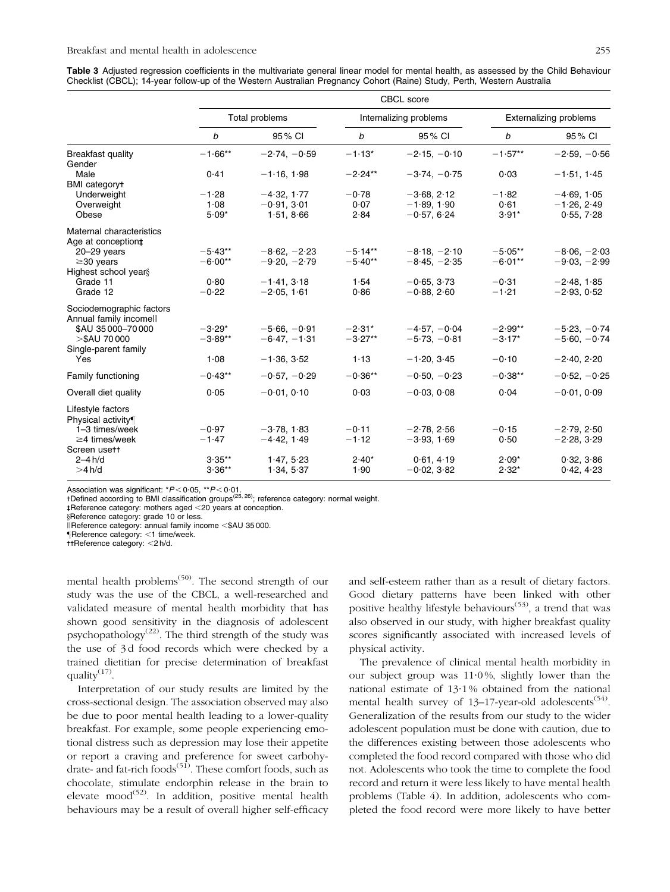**Table 3** Adjusted regression coefficients in the multivariate general linear model for mental health, as assessed by the Child Behaviour Checklist (CBCL); 14-year follow-up of the Western Australian Pregnancy Cohort (Raine) Study, Perth, Western Australia

| | CBCL score | | | | | |
|---|---|---|---|---|---|---|
| | Total problems | | Internalizing problems | | Externalizing problems | |
| | *b* | 95 % CI | *b* | 95 % CI | *b* | 95 % CI |
| Breakfast quality | −1·66** | −2·74, −0·59 | −1·13* | −2·15, −0·10 | −1·57** | −2·59, −0·56 |
| Gender | | | | | | |
| Male | 0·41 | −1·16, 1·98 | −2·24** | −3·74, −0·75 | 0·03 | −1·51, 1·45 |
| BMI category† | | | | | | |
| Underweight | −1·28 | −4·32, 1·77 | −0·78 | −3·68, 2·12 | −1·82 | −4·69, 1·05 |
| Overweight | 1·08 | −0·91, 3·01 | 0·07 | −1·89, 1·90 | 0·61 | −1·26, 2·49 |
| Obese | 5·09* | 1·51, 8·66 | 2·84 | −0·57, 6·24 | 3·91* | 0·55, 7·28 |
| Maternal characteristics | | | | | | |
| Age at conception‡ | | | | | | |
| 20–29 years | −5·43** | −8·62, −2·23 | −5·14** | −8·18, −2·10 | −5·05** | −8·06, −2·03 |
| ≥30 years | −6·00** | −9·20, −2·79 | −5·40** | −8·45, −2·35 | −6·01** | −9·03, −2·99 |
| Highest school year§ | | | | | | |
| Grade 11 | 0·80 | −1·41, 3·18 | 1·54 | −0·65, 3·73 | −0·31 | −2·48, 1·85 |
| Grade 12 | −0·22 | −2·05, 1·61 | 0·86 | −0·88, 2·60 | −1·21 | −2·93, 0·52 |
| Sociodemographic factors | | | | | | |
| Annual family income‖ | | | | | | |
| \$AU 35 000–70 000 | −3·29* | −5·66, −0·91 | −2·31* | −4·57, −0·04 | −2·99** | −5·23, −0·74 |
| >\$AU 70 000 | −3·89** | −6·47, −1·31 | −3·27** | −5·73, −0·81 | −3·17* | −5·60, −0·74 |
| Single-parent family | | | | | | |
| Yes | 1·08 | −1·36, 3·52 | 1·13 | −1·20, 3·45 | −0·10 | −2·40, 2·20 |
| Family functioning | −0·43** | −0·57, −0·29 | −0·36** | −0·50, −0·23 | −0·38** | −0·52, −0·25 |
| Overall diet quality | 0·05 | −0·01, 0·10 | 0·03 | −0·03, 0·08 | 0·04 | −0·01, 0·09 |
| Lifestyle factors | | | | | | |
| Physical activity¶ | | | | | | |
| 1–3 times/week | −0·97 | −3·78, 1·83 | −0·11 | −2·78, 2·56 | −0·15 | −2·79, 2·50 |
| ≥4 times/week | −1·47 | −4·42, 1·49 | −1·12 | −3·93, 1·69 | 0·50 | −2·28, 3·29 |
| Screen use†† | | | | | | |
| 2–4 h/d | 3·35** | 1·47, 5·23 | 2·40* | 0·61, 4·19 | 2·09* | 0·32, 3·86 |
| >4 h/d | 3·36** | 1·34, 5·37 | 1·90 | −0·02, 3·82 | 2·32* | 0·42, 4·23 |

Association was significant: $*P < 0·05$, $**P < 0·01$.
†Defined according to BMI classification groups[25, 26]; reference category: normal weight.
‡Reference category: mothers aged <20 years at conception.
§Reference category: grade 10 or less.
‖Reference category: annual family income <\$AU 35 000.
¶Reference category: <1 time/week.
††Reference category: <2 h/d.

mental health problems[50]. The second strength of our study was the use of the CBCL, a well-researched and validated measure of mental health morbidity that has shown good sensitivity in the diagnosis of adolescent psychopathology[22]. The third strength of the study was the use of 3 d food records which were checked by a trained dietitian for precise determination of breakfast quality[17].

Interpretation of our study results are limited by the cross-sectional design. The association observed may also be due to poor mental health leading to a lower-quality breakfast. For example, some people experiencing emotional distress such as depression may lose their appetite or report a craving and preference for sweet carbohydrate- and fat-rich foods[51]. These comfort foods, such as chocolate, stimulate endorphin release in the brain to elevate mood[52]. In addition, positive mental health behaviours may be a result of overall higher self-efficacy and self-esteem rather than as a result of dietary factors. Good dietary patterns have been linked with other positive healthy lifestyle behaviours[53], a trend that was also observed in our study, with higher breakfast quality scores significantly associated with increased levels of physical activity.

The prevalence of clinical mental health morbidity in our subject group was 11·0 %, slightly lower than the national estimate of 13·1 % obtained from the national mental health survey of 13–17-year-old adolescents[54]. Generalization of the results from our study to the wider adolescent population must be done with caution, due to the differences existing between those adolescents who completed the food record compared with those who did not. Adolescents who took the time to complete the food record and return it were less likely to have mental health problems (Table 4). In addition, adolescents who completed the food record were more likely to have better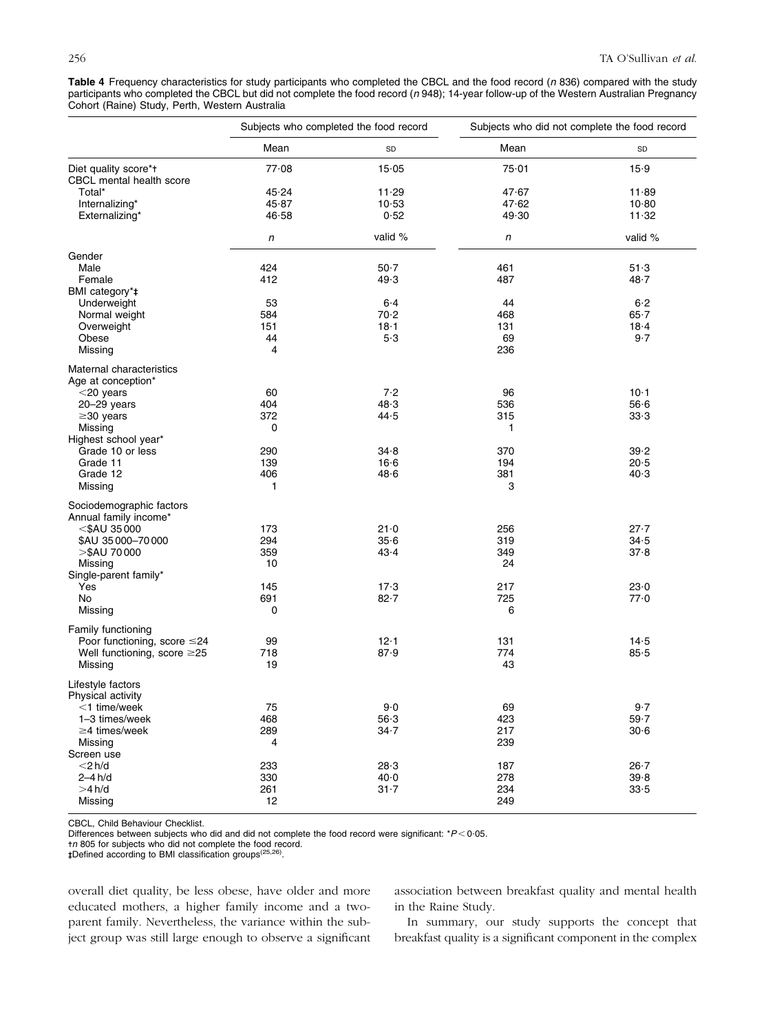**Table 4** Frequency characteristics for study participants who completed the CBCL and the food record (*n* 836) compared with the study participants who completed the CBCL but did not complete the food record (*n* 948); 14-year follow-up of the Western Australian Pregnancy Cohort (Raine) Study, Perth, Western Australia

| | Subjects who completed the food record | | Subjects who did not complete the food record | |
|---|---|---|---|---|
| | Mean | SD | Mean | SD |
| Diet quality score*† | 77·08 | 15·05 | 75·01 | 15·9 |
| CBCL mental health score | | | | |
| Total* | 45·24 | 11·29 | 47·67 | 11·89 |
| Internalizing* | 45·87 | 10·53 | 47·62 | 10·80 |
| Externalizing* | 46·58 | 0·52 | 49·30 | 11·32 |
| | *n* | valid % | *n* | valid % |
| Gender | | | | |
| Male | 424 | 50·7 | 461 | 51·3 |
| Female | 412 | 49·3 | 487 | 48·7 |
| BMI category*‡ | | | | |
| Underweight | 53 | 6·4 | 44 | 6·2 |
| Normal weight | 584 | 70·2 | 468 | 65·7 |
| Overweight | 151 | 18·1 | 131 | 18·4 |
| Obese | 44 | 5·3 | 69 | 9·7 |
| Missing | 4 | | 236 | |
| Maternal characteristics | | | | |
| Age at conception* | | | | |
| <20 years | 60 | 7·2 | 96 | 10·1 |
| 20–29 years | 404 | 48·3 | 536 | 56·6 |
| ≥30 years | 372 | 44·5 | 315 | 33·3 |
| Missing | 0 | | 1 | |
| Highest school year* | | | | |
| Grade 10 or less | 290 | 34·8 | 370 | 39·2 |
| Grade 11 | 139 | 16·6 | 194 | 20·5 |
| Grade 12 | 406 | 48·6 | 381 | 40·3 |
| Missing | 1 | | 3 | |
| Sociodemographic factors | | | | |
| Annual family income* | | | | |
| <$AU 35 000 | 173 | 21·0 | 256 | 27·7 |
| $AU 35 000–70 000 | 294 | 35·6 | 319 | 34·5 |
| >$AU 70 000 | 359 | 43·4 | 349 | 37·8 |
| Missing | 10 | | 24 | |
| Single-parent family* | | | | |
| Yes | 145 | 17·3 | 217 | 23·0 |
| No | 691 | 82·7 | 725 | 77·0 |
| Missing | 0 | | 6 | |
| Family functioning | | | | |
| Poor functioning, score ≤24 | 99 | 12·1 | 131 | 14·5 |
| Well functioning, score ≥25 | 718 | 87·9 | 774 | 85·5 |
| Missing | 19 | | 43 | |
| Lifestyle factors | | | | |
| Physical activity | | | | |
| <1 time/week | 75 | 9·0 | 69 | 9·7 |
| 1–3 times/week | 468 | 56·3 | 423 | 59·7 |
| ≥4 times/week | 289 | 34·7 | 217 | 30·6 |
| Missing | 4 | | 239 | |
| Screen use | | | | |
| <2 h/d | 233 | 28·3 | 187 | 26·7 |
| 2–4 h/d | 330 | 40·0 | 278 | 39·8 |
| >4 h/d | 261 | 31·7 | 234 | 33·5 |
| Missing | 12 | | 249 | |

CBCL, Child Behaviour Checklist.
Differences between subjects who did and did not complete the food record were significant: *$P < 0·05$.
†*n* 805 for subjects who did not complete the food record.
‡Defined according to BMI classification groups[25,26].

overall diet quality, be less obese, have older and more educated mothers, a higher family income and a two-parent family. Nevertheless, the variance within the subject group was still large enough to observe a significant association between breakfast quality and mental health in the Raine Study.

In summary, our study supports the concept that breakfast quality is a significant component in the complex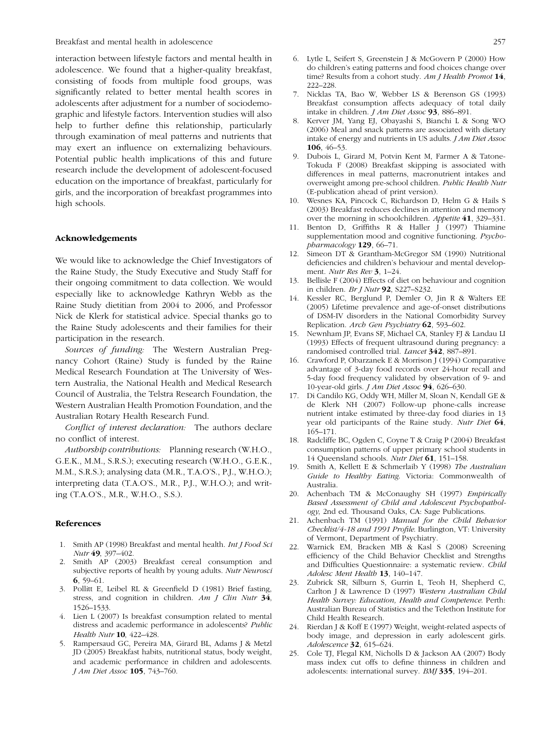interaction between lifestyle factors and mental health in adolescence. We found that a higher-quality breakfast, consisting of foods from multiple food groups, was significantly related to better mental health scores in adolescents after adjustment for a number of sociodemographic and lifestyle factors. Intervention studies will also help to further define this relationship, particularly through examination of meal patterns and nutrients that may exert an influence on externalizing behaviours. Potential public health implications of this and future research include the development of adolescent-focused education on the importance of breakfast, particularly for girls, and the incorporation of breakfast programmes into high schools.

### Acknowledgements

We would like to acknowledge the Chief Investigators of the Raine Study, the Study Executive and Study Staff for their ongoing commitment to data collection. We would especially like to acknowledge Kathryn Webb as the Raine Study dietitian from 2004 to 2006, and Professor Nick de Klerk for statistical advice. Special thanks go to the Raine Study adolescents and their families for their participation in the research.

*Sources of funding:* The Western Australian Pregnancy Cohort (Raine) Study is funded by the Raine Medical Research Foundation at The University of Western Australia, the National Health and Medical Research Council of Australia, the Telstra Research Foundation, the Western Australian Health Promotion Foundation, and the Australian Rotary Health Research Fund.

*Conflict of interest declaration:* The authors declare no conflict of interest.

*Authorship contributions:* Planning research (W.H.O., G.E.K., M.M., S.R.S.); executing research (W.H.O., G.E.K., M.M., S.R.S.); analysing data (M.R., T.A.O'S., P.J., W.H.O.); interpreting data (T.A.O'S., M.R., P.J., W.H.O.); and writing (T.A.O'S., M.R., W.H.O., S.S.).

### References

1. Smith AP (1998) Breakfast and mental health. *Int J Food Sci Nutr* **49**, 397–402.
2. Smith AP (2003) Breakfast cereal consumption and subjective reports of health by young adults. *Nutr Neurosci* **6**, 59–61.
3. Pollitt E, Leibel RL & Greenfield D (1981) Brief fasting, stress, and cognition in children. *Am J Clin Nutr* **34**, 1526–1533.
4. Lien L (2007) Is breakfast consumption related to mental distress and academic performance in adolescents? *Public Health Nutr* **10**, 422–428.
5. Rampersaud GC, Pereira MA, Girard BL, Adams J & Metzl JD (2005) Breakfast habits, nutritional status, body weight, and academic performance in children and adolescents. *J Am Diet Assoc* **105**, 743–760.
6. Lytle L, Seifert S, Greenstein J & McGovern P (2000) How do children's eating patterns and food choices change over time? Results from a cohort study. *Am J Health Promot* **14**, 222–228.
7. Nicklas TA, Bao W, Webber LS & Berenson GS (1993) Breakfast consumption affects adequacy of total daily intake in children. *J Am Diet Assoc* **93**, 886–891.
8. Kerver JM, Yang EJ, Obayashi S, Bianchi L & Song WO (2006) Meal and snack patterns are associated with dietary intake of energy and nutrients in US adults. *J Am Diet Assoc* **106**, 46–53.
9. Dubois L, Girard M, Potvin Kent M, Farmer A & Tatone-Tokuda F (2008) Breakfast skipping is associated with differences in meal patterns, macronutrient intakes and overweight among pre-school children. *Public Health Nutr* (E-publication ahead of print version).
10. Wesnes KA, Pincock C, Richardson D, Helm G & Hails S (2003) Breakfast reduces declines in attention and memory over the morning in schoolchildren. *Appetite* **41**, 329–331.
11. Benton D, Griffiths R & Haller J (1997) Thiamine supplementation mood and cognitive functioning. *Psychopharmacology* **129**, 66–71.
12. Simeon DT & Grantham-McGregor SM (1990) Nutritional deficiencies and children's behaviour and mental development. *Nutr Res Rev* **3**, 1–24.
13. Bellisle F (2004) Effects of diet on behaviour and cognition in children. *Br J Nutr* **92**, S227–S232.
14. Kessler RC, Berglund P, Demler O, Jin R & Walters EE (2005) Lifetime prevalence and age-of-onset distributions of DSM-IV disorders in the National Comorbidity Survey Replication. *Arch Gen Psychiatry* **62**, 593–602.
15. Newnham JP, Evans SF, Michael CA, Stanley FJ & Landau LI (1993) Effects of frequent ultrasound during pregnancy: a randomised controlled trial. *Lancet* **342**, 887–891.
16. Crawford P, Obarzanek E & Morrison J (1994) Comparative advantage of 3-day food records over 24-hour recall and 5-day food frequency validated by observation of 9- and 10-year-old girls. *J Am Diet Assoc* **94**, 626–630.
17. Di Candilo KG, Oddy WH, Miller M, Sloan N, Kendall GE & de Klerk NH (2007) Follow-up phone-calls increase nutrient intake estimated by three-day food diaries in 13 year old participants of the Raine study. *Nutr Diet* **64**, 165–171.
18. Radcliffe BC, Ogden C, Coyne T & Craig P (2004) Breakfast consumption patterns of upper primary school students in 14 Queensland schools. *Nutr Diet* **61**, 151–158.
19. Smith A, Kellett E & Schmerlaib Y (1998) *The Australian Guide to Healthy Eating.* Victoria: Commonwealth of Australia.
20. Achenbach TM & McConaughy SH (1997) *Empirically Based Assessment of Child and Adolescent Psychopathology,* 2nd ed. Thousand Oaks, CA: Sage Publications.
21. Achenbach TM (1991) *Manual for the Child Behavior Checklist/4-18 and 1991 Profile.* Burlington, VT: University of Vermont, Department of Psychiatry.
22. Warnick EM, Bracken MB & Kasl S (2008) Screening efficiency of the Child Behavior Checklist and Strengths and Difficulties Questionnaire: a systematic review. *Child Adolesc Ment Health* **13**, 140–147.
23. Zubrick SR, Silburn S, Gurrin L, Teoh H, Shepherd C, Carlton J & Lawrence D (1997) *Western Australian Child Health Survey: Education, Health and Competence.* Perth: Australian Bureau of Statistics and the Telethon Institute for Child Health Research.
24. Rierdan J & Koff E (1997) Weight, weight-related aspects of body image, and depression in early adolescent girls. *Adolescence* **32**, 615–624.
25. Cole TJ, Flegal KM, Nicholls D & Jackson AA (2007) Body mass index cut offs to define thinness in children and adolescents: international survey. *BMJ* **335**, 194–201.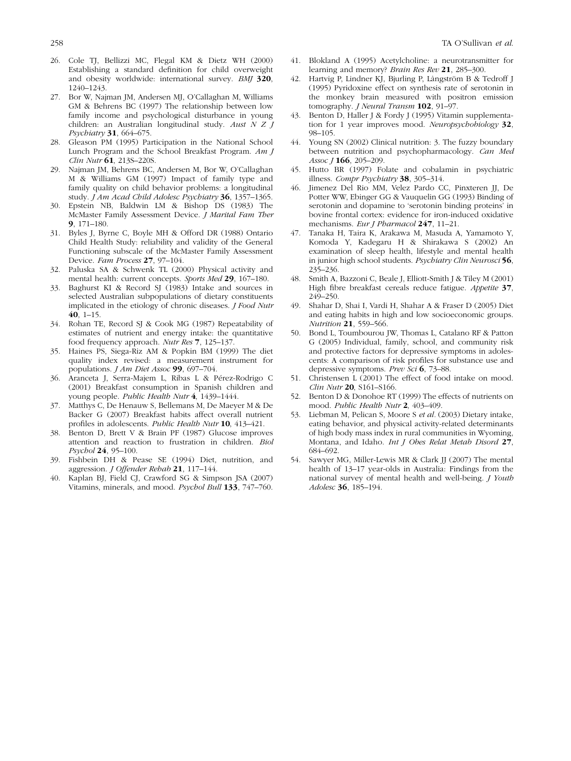26. Cole TJ, Bellizzi MC, Flegal KM & Dietz WH (2000) Establishing a standard definition for child overweight and obesity worldwide: international survey. *BMJ* **320**, 1240–1243.
27. Bor W, Najman JM, Andersen MJ, O'Callaghan M, Williams GM & Behrens BC (1997) The relationship between low family income and psychological disturbance in young children: an Australian longitudinal study. *Aust N Z J Psychiatry* **31**, 664–675.
28. Gleason PM (1995) Participation in the National School Lunch Program and the School Breakfast Program. *Am J Clin Nutr* **61**, 213S–220S.
29. Najman JM, Behrens BC, Andersen M, Bor W, O'Callaghan M & Williams GM (1997) Impact of family type and family quality on child behavior problems: a longitudinal study. *J Am Acad Child Adolesc Psychiatry* **36**, 1357–1365.
30. Epstein NB, Baldwin LM & Bishop DS (1983) The McMaster Family Assessment Device. *J Marital Fam Ther* **9**, 171–180.
31. Byles J, Byrne C, Boyle MH & Offord DR (1988) Ontario Child Health Study: reliability and validity of the General Functioning subscale of the McMaster Family Assessment Device. *Fam Process* **27**, 97–104.
32. Paluska SA & Schwenk TL (2000) Physical activity and mental health: current concepts. *Sports Med* **29**, 167–180.
33. Baghurst KI & Record SJ (1983) Intake and sources in selected Australian subpopulations of dietary constituents implicated in the etiology of chronic diseases. *J Food Nutr* **40**, 1–15.
34. Rohan TE, Record SJ & Cook MG (1987) Repeatability of estimates of nutrient and energy intake: the quantitative food frequency approach. *Nutr Res* **7**, 125–137.
35. Haines PS, Siega-Riz AM & Popkin BM (1999) The diet quality index revised: a measurement instrument for populations. *J Am Diet Assoc* **99**, 697–704.
36. Aranceta J, Serra-Majem L, Ribas L & Pérez-Rodrigo C (2001) Breakfast consumption in Spanish children and young people. *Public Health Nutr* **4**, 1439–1444.
37. Matthys C, De Henauw S, Bellemans M, De Maeyer M & De Backer G (2007) Breakfast habits affect overall nutrient profiles in adolescents. *Public Health Nutr* **10**, 413–421.
38. Benton D, Brett V & Brain PF (1987) Glucose improves attention and reaction to frustration in children. *Biol Psychol* **24**, 95–100.
39. Fishbein DH & Pease SE (1994) Diet, nutrition, and aggression. *J Offender Rehab* **21**, 117–144.
40. Kaplan BJ, Field CJ, Crawford SG & Simpson JSA (2007) Vitamins, minerals, and mood. *Psychol Bull* **133**, 747–760.
41. Blokland A (1995) Acetylcholine: a neurotransmitter for learning and memory? *Brain Res Rev* **21**, 285–300.
42. Hartvig P, Lindner KJ, Bjurling P, Långström B & Tedroff J (1995) Pyridoxine effect on synthesis rate of serotonin in the monkey brain measured with positron emission tomography. *J Neural Transm* **102**, 91–97.
43. Benton D, Haller J & Fordy J (1995) Vitamin supplementation for 1 year improves mood. *Neuropsychobiology* **32**, 98–105.
44. Young SN (2002) Clinical nutrition: 3. The fuzzy boundary between nutrition and psychopharmacology. *Can Med Assoc J* **166**, 205–209.
45. Hutto BR (1997) Folate and cobalamin in psychiatric illness. *Compr Psychiatry* **38**, 305–314.
46. Jimenez Del Rio MM, Velez Pardo CC, Pinxteren JJ, De Potter WW, Ebinger GG & Vauquelin GG (1993) Binding of serotonin and dopamine to 'serotonin binding proteins' in bovine frontal cortex: evidence for iron-induced oxidative mechanisms. *Eur J Pharmacol* **247**, 11–21.
47. Tanaka H, Taira K, Arakawa M, Masuda A, Yamamoto Y, Komoda Y, Kadegaru H & Shirakawa S (2002) An examination of sleep health, lifestyle and mental health in junior high school students. *Psychiatry Clin Neurosci* **56**, 235–236.
48. Smith A, Bazzoni C, Beale J, Elliott-Smith J & Tiley M (2001) High fibre breakfast cereals reduce fatigue. *Appetite* **37**, 249–250.
49. Shahar D, Shai I, Vardi H, Shahar A & Fraser D (2005) Diet and eating habits in high and low socioeconomic groups. *Nutrition* **21**, 559–566.
50. Bond L, Toumbourou JW, Thomas L, Catalano RF & Patton G (2005) Individual, family, school, and community risk and protective factors for depressive symptoms in adolescents: A comparison of risk profiles for substance use and depressive symptoms. *Prev Sci* **6**, 73–88.
51. Christensen L (2001) The effect of food intake on mood. *Clin Nutr* **20**, S161–S166.
52. Benton D & Donohoe RT (1999) The effects of nutrients on mood. *Public Health Nutr* **2**, 403–409.
53. Liebman M, Pelican S, Moore S *et al.* (2003) Dietary intake, eating behavior, and physical activity-related determinants of high body mass index in rural communities in Wyoming, Montana, and Idaho. *Int J Obes Relat Metab Disord* **27**, 684–692.
54. Sawyer MG, Miller-Lewis MR & Clark JJ (2007) The mental health of 13–17 year-olds in Australia: Findings from the national survey of mental health and well-being. *J Youth Adolesc* **36**, 185–194.